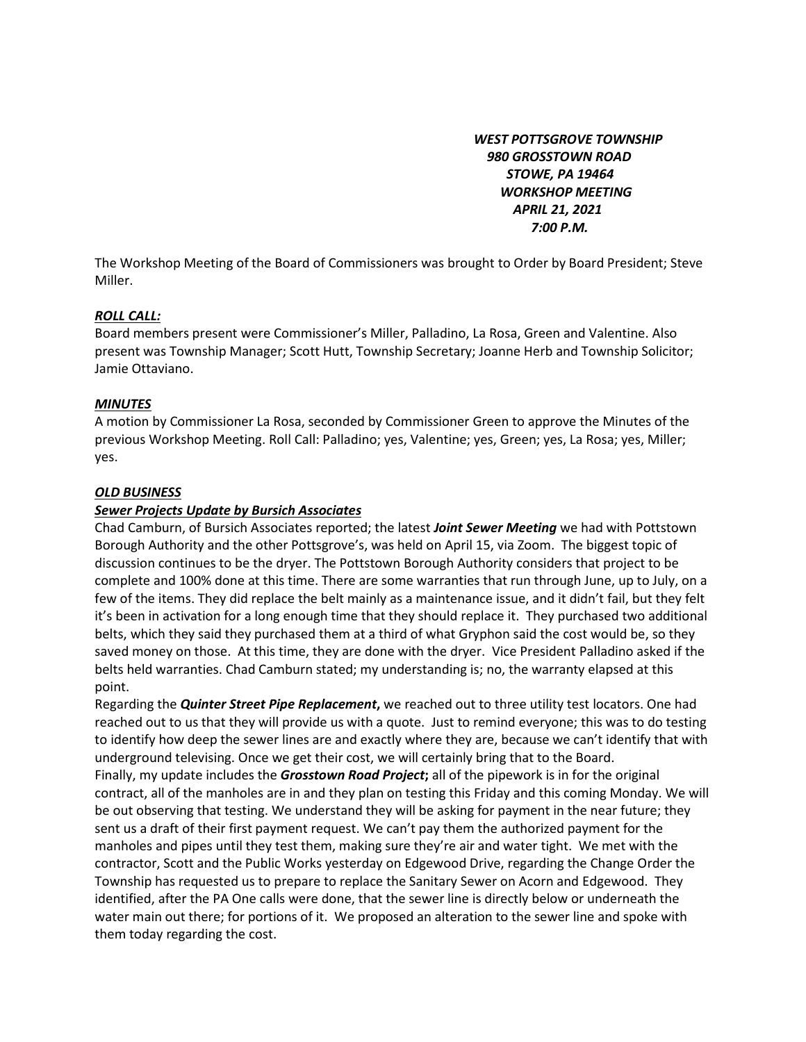***WEST POTTSGROVE TOWNSHIP***
***980 GROSSTOWN ROAD***
***STOWE, PA 19464***
***WORKSHOP MEETING***
***APRIL 21, 2021***
***7:00 P.M.***

The Workshop Meeting of the Board of Commissioners was brought to Order by Board President; Steve Miller.

***ROLL CALL:***

Board members present were Commissioner's Miller, Palladino, La Rosa, Green and Valentine. Also present was Township Manager; Scott Hutt, Township Secretary; Joanne Herb and Township Solicitor; Jamie Ottaviano.

***MINUTES***

A motion by Commissioner La Rosa, seconded by Commissioner Green to approve the Minutes of the previous Workshop Meeting. Roll Call: Palladino; yes, Valentine; yes, Green; yes, La Rosa; yes, Miller; yes.

***OLD BUSINESS***

***Sewer Projects Update by Bursich Associates***

Chad Camburn, of Bursich Associates reported; the latest ***Joint Sewer Meeting*** we had with Pottstown Borough Authority and the other Pottsgrove's, was held on April 15, via Zoom. The biggest topic of discussion continues to be the dryer. The Pottstown Borough Authority considers that project to be complete and 100% done at this time. There are some warranties that run through June, up to July, on a few of the items. They did replace the belt mainly as a maintenance issue, and it didn't fail, but they felt it's been in activation for a long enough time that they should replace it. They purchased two additional belts, which they said they purchased them at a third of what Gryphon said the cost would be, so they saved money on those. At this time, they are done with the dryer. Vice President Palladino asked if the belts held warranties. Chad Camburn stated; my understanding is; no, the warranty elapsed at this point.

Regarding the ***Quinter Street Pipe Replacement*****,** we reached out to three utility test locators. One had reached out to us that they will provide us with a quote. Just to remind everyone; this was to do testing to identify how deep the sewer lines are and exactly where they are, because we can't identify that with underground televising. Once we get their cost, we will certainly bring that to the Board.

Finally, my update includes the ***Grosstown Road Project*****;** all of the pipework is in for the original contract, all of the manholes are in and they plan on testing this Friday and this coming Monday. We will be out observing that testing. We understand they will be asking for payment in the near future; they sent us a draft of their first payment request. We can't pay them the authorized payment for the manholes and pipes until they test them, making sure they're air and water tight. We met with the contractor, Scott and the Public Works yesterday on Edgewood Drive, regarding the Change Order the Township has requested us to prepare to replace the Sanitary Sewer on Acorn and Edgewood. They identified, after the PA One calls were done, that the sewer line is directly below or underneath the water main out there; for portions of it. We proposed an alteration to the sewer line and spoke with them today regarding the cost.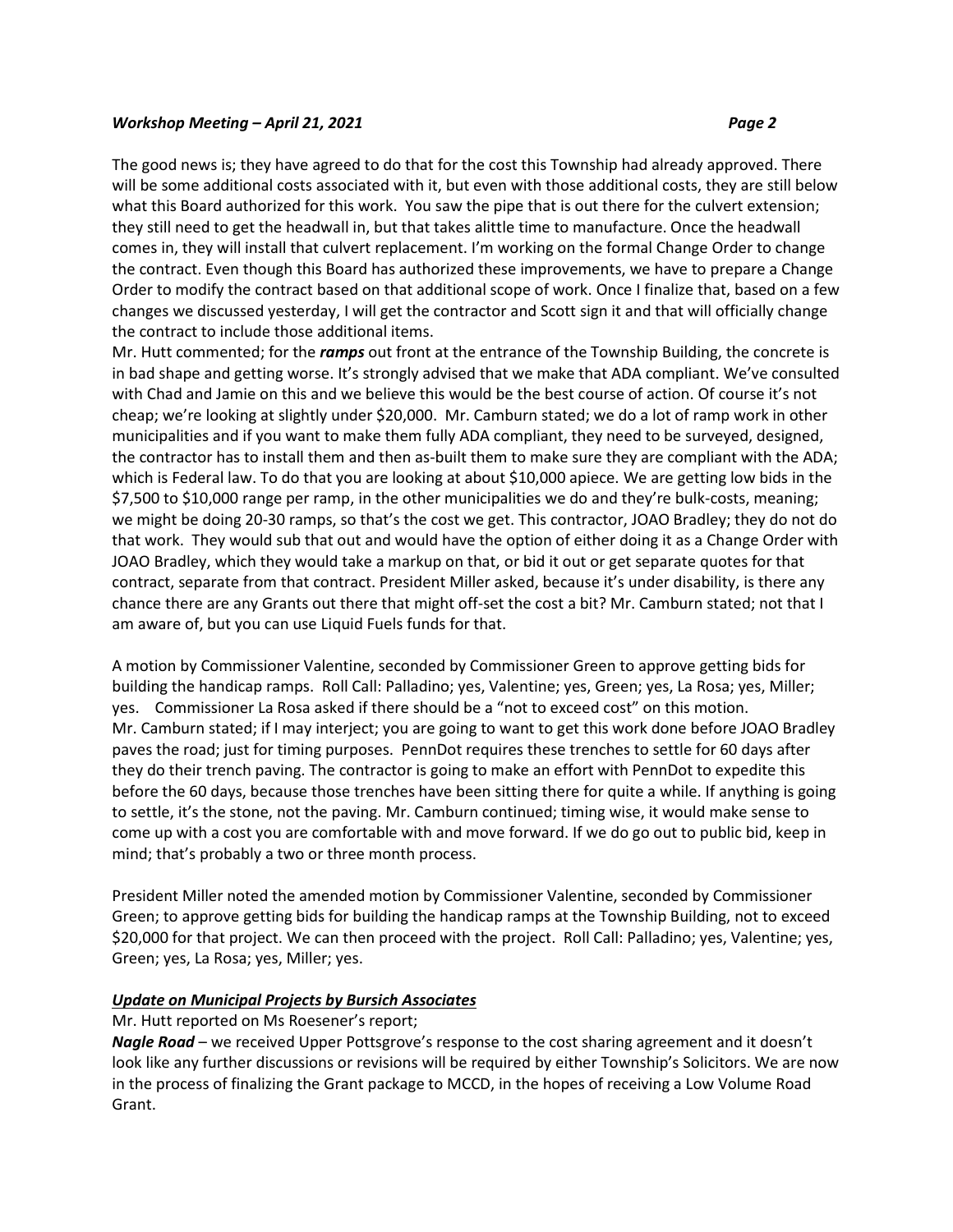The good news is; they have agreed to do that for the cost this Township had already approved. There will be some additional costs associated with it, but even with those additional costs, they are still below what this Board authorized for this work. You saw the pipe that is out there for the culvert extension; they still need to get the headwall in, but that takes alittle time to manufacture. Once the headwall comes in, they will install that culvert replacement. I'm working on the formal Change Order to change the contract. Even though this Board has authorized these improvements, we have to prepare a Change Order to modify the contract based on that additional scope of work. Once I finalize that, based on a few changes we discussed yesterday, I will get the contractor and Scott sign it and that will officially change the contract to include those additional items.

Mr. Hutt commented; for the ***ramps*** out front at the entrance of the Township Building, the concrete is in bad shape and getting worse. It's strongly advised that we make that ADA compliant. We've consulted with Chad and Jamie on this and we believe this would be the best course of action. Of course it's not cheap; we're looking at slightly under $20,000. Mr. Camburn stated; we do a lot of ramp work in other municipalities and if you want to make them fully ADA compliant, they need to be surveyed, designed, the contractor has to install them and then as-built them to make sure they are compliant with the ADA; which is Federal law. To do that you are looking at about $10,000 apiece. We are getting low bids in the $7,500 to $10,000 range per ramp, in the other municipalities we do and they're bulk-costs, meaning; we might be doing 20-30 ramps, so that's the cost we get. This contractor, JOAO Bradley; they do not do that work. They would sub that out and would have the option of either doing it as a Change Order with JOAO Bradley, which they would take a markup on that, or bid it out or get separate quotes for that contract, separate from that contract. President Miller asked, because it's under disability, is there any chance there are any Grants out there that might off-set the cost a bit? Mr. Camburn stated; not that I am aware of, but you can use Liquid Fuels funds for that.

A motion by Commissioner Valentine, seconded by Commissioner Green to approve getting bids for building the handicap ramps. Roll Call: Palladino; yes, Valentine; yes, Green; yes, La Rosa; yes, Miller; yes. Commissioner La Rosa asked if there should be a "not to exceed cost" on this motion. Mr. Camburn stated; if I may interject; you are going to want to get this work done before JOAO Bradley paves the road; just for timing purposes. PennDot requires these trenches to settle for 60 days after they do their trench paving. The contractor is going to make an effort with PennDot to expedite this before the 60 days, because those trenches have been sitting there for quite a while. If anything is going to settle, it's the stone, not the paving. Mr. Camburn continued; timing wise, it would make sense to come up with a cost you are comfortable with and move forward. If we do go out to public bid, keep in mind; that's probably a two or three month process.

President Miller noted the amended motion by Commissioner Valentine, seconded by Commissioner Green; to approve getting bids for building the handicap ramps at the Township Building, not to exceed $20,000 for that project. We can then proceed with the project. Roll Call: Palladino; yes, Valentine; yes, Green; yes, La Rosa; yes, Miller; yes.

### ***Update on Municipal Projects by Bursich Associates***

Mr. Hutt reported on Ms Roesener's report;

***Nagle Road*** – we received Upper Pottsgrove's response to the cost sharing agreement and it doesn't look like any further discussions or revisions will be required by either Township's Solicitors. We are now in the process of finalizing the Grant package to MCCD, in the hopes of receiving a Low Volume Road Grant.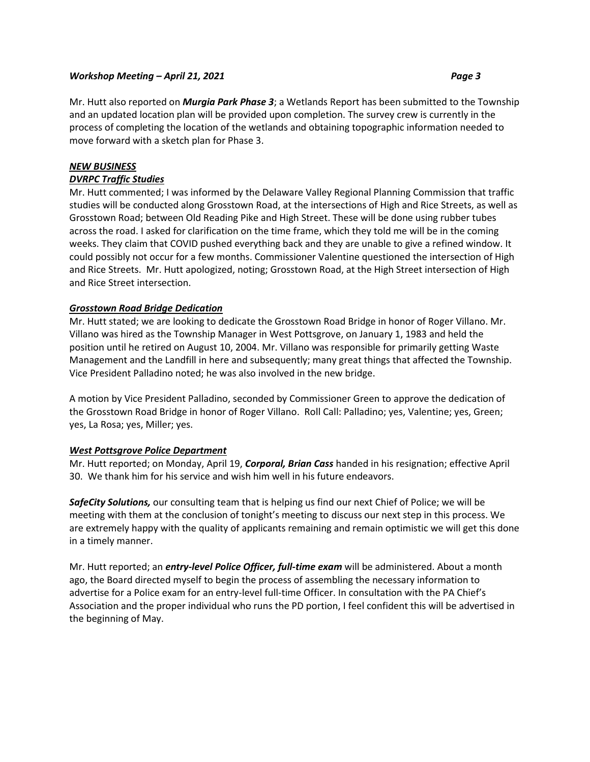Mr. Hutt also reported on ***Murgia Park Phase 3***; a Wetlands Report has been submitted to the Township and an updated location plan will be provided upon completion. The survey crew is currently in the process of completing the location of the wetlands and obtaining topographic information needed to move forward with a sketch plan for Phase 3.

***NEW BUSINESS***

***DVRPC Traffic Studies***

Mr. Hutt commented; I was informed by the Delaware Valley Regional Planning Commission that traffic studies will be conducted along Grosstown Road, at the intersections of High and Rice Streets, as well as Grosstown Road; between Old Reading Pike and High Street. These will be done using rubber tubes across the road. I asked for clarification on the time frame, which they told me will be in the coming weeks. They claim that COVID pushed everything back and they are unable to give a refined window. It could possibly not occur for a few months. Commissioner Valentine questioned the intersection of High and Rice Streets. Mr. Hutt apologized, noting; Grosstown Road, at the High Street intersection of High and Rice Street intersection.

***Grosstown Road Bridge Dedication***

Mr. Hutt stated; we are looking to dedicate the Grosstown Road Bridge in honor of Roger Villano. Mr. Villano was hired as the Township Manager in West Pottsgrove, on January 1, 1983 and held the position until he retired on August 10, 2004. Mr. Villano was responsible for primarily getting Waste Management and the Landfill in here and subsequently; many great things that affected the Township. Vice President Palladino noted; he was also involved in the new bridge.

A motion by Vice President Palladino, seconded by Commissioner Green to approve the dedication of the Grosstown Road Bridge in honor of Roger Villano. Roll Call: Palladino; yes, Valentine; yes, Green; yes, La Rosa; yes, Miller; yes.

***West Pottsgrove Police Department***

Mr. Hutt reported; on Monday, April 19, ***Corporal, Brian Cass*** handed in his resignation; effective April 30. We thank him for his service and wish him well in his future endeavors.

***SafeCity Solutions,*** our consulting team that is helping us find our next Chief of Police; we will be meeting with them at the conclusion of tonight's meeting to discuss our next step in this process. We are extremely happy with the quality of applicants remaining and remain optimistic we will get this done in a timely manner.

Mr. Hutt reported; an ***entry-level Police Officer, full-time exam*** will be administered. About a month ago, the Board directed myself to begin the process of assembling the necessary information to advertise for a Police exam for an entry-level full-time Officer. In consultation with the PA Chief's Association and the proper individual who runs the PD portion, I feel confident this will be advertised in the beginning of May.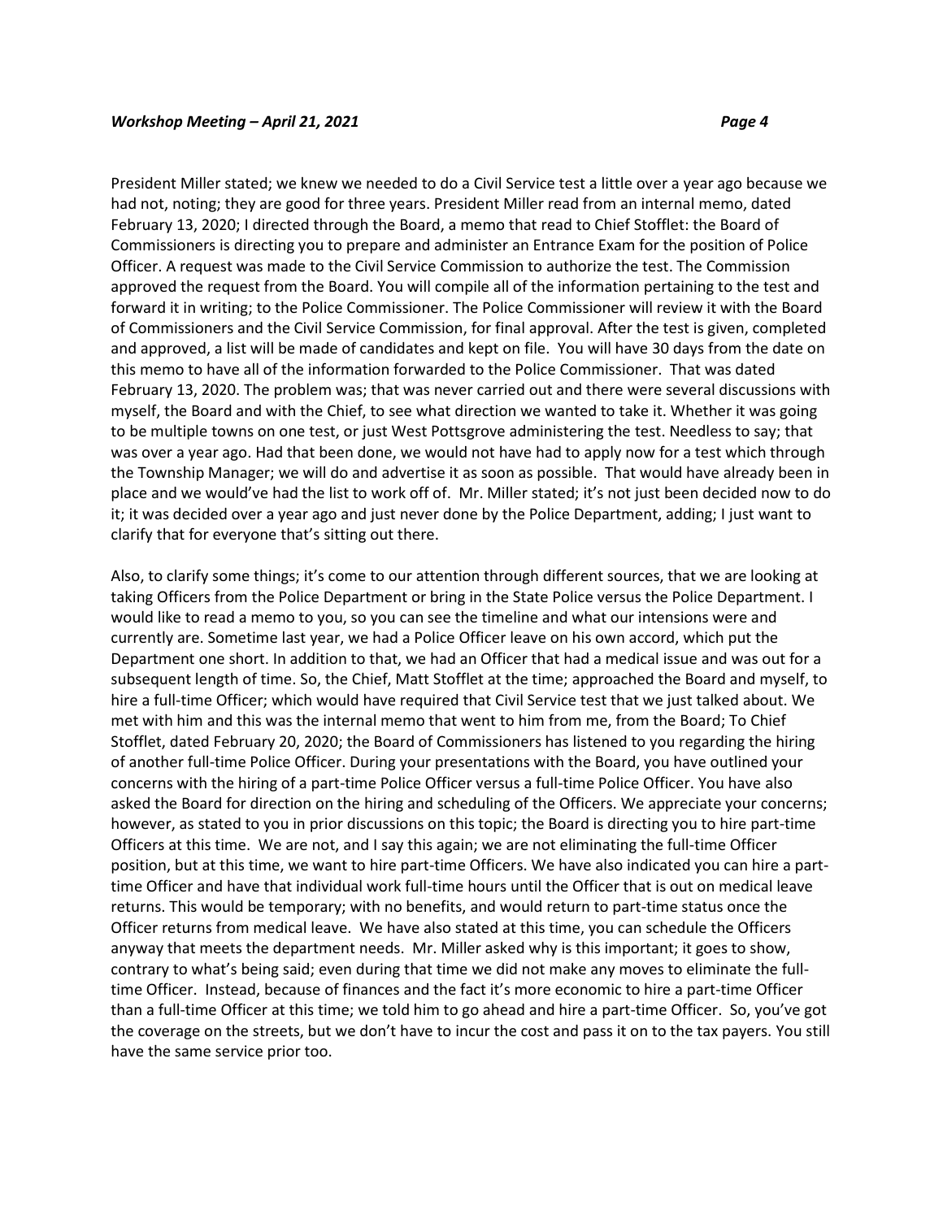President Miller stated; we knew we needed to do a Civil Service test a little over a year ago because we had not, noting; they are good for three years. President Miller read from an internal memo, dated February 13, 2020; I directed through the Board, a memo that read to Chief Stofflet: the Board of Commissioners is directing you to prepare and administer an Entrance Exam for the position of Police Officer. A request was made to the Civil Service Commission to authorize the test. The Commission approved the request from the Board. You will compile all of the information pertaining to the test and forward it in writing; to the Police Commissioner. The Police Commissioner will review it with the Board of Commissioners and the Civil Service Commission, for final approval. After the test is given, completed and approved, a list will be made of candidates and kept on file. You will have 30 days from the date on this memo to have all of the information forwarded to the Police Commissioner. That was dated February 13, 2020. The problem was; that was never carried out and there were several discussions with myself, the Board and with the Chief, to see what direction we wanted to take it. Whether it was going to be multiple towns on one test, or just West Pottsgrove administering the test. Needless to say; that was over a year ago. Had that been done, we would not have had to apply now for a test which through the Township Manager; we will do and advertise it as soon as possible. That would have already been in place and we would've had the list to work off of. Mr. Miller stated; it's not just been decided now to do it; it was decided over a year ago and just never done by the Police Department, adding; I just want to clarify that for everyone that's sitting out there.

Also, to clarify some things; it's come to our attention through different sources, that we are looking at taking Officers from the Police Department or bring in the State Police versus the Police Department. I would like to read a memo to you, so you can see the timeline and what our intensions were and currently are. Sometime last year, we had a Police Officer leave on his own accord, which put the Department one short. In addition to that, we had an Officer that had a medical issue and was out for a subsequent length of time. So, the Chief, Matt Stofflet at the time; approached the Board and myself, to hire a full-time Officer; which would have required that Civil Service test that we just talked about. We met with him and this was the internal memo that went to him from me, from the Board; To Chief Stofflet, dated February 20, 2020; the Board of Commissioners has listened to you regarding the hiring of another full-time Police Officer. During your presentations with the Board, you have outlined your concerns with the hiring of a part-time Police Officer versus a full-time Police Officer. You have also asked the Board for direction on the hiring and scheduling of the Officers. We appreciate your concerns; however, as stated to you in prior discussions on this topic; the Board is directing you to hire part-time Officers at this time. We are not, and I say this again; we are not eliminating the full-time Officer position, but at this time, we want to hire part-time Officers. We have also indicated you can hire a part-time Officer and have that individual work full-time hours until the Officer that is out on medical leave returns. This would be temporary; with no benefits, and would return to part-time status once the Officer returns from medical leave. We have also stated at this time, you can schedule the Officers anyway that meets the department needs. Mr. Miller asked why is this important; it goes to show, contrary to what's being said; even during that time we did not make any moves to eliminate the full-time Officer. Instead, because of finances and the fact it's more economic to hire a part-time Officer than a full-time Officer at this time; we told him to go ahead and hire a part-time Officer. So, you've got the coverage on the streets, but we don't have to incur the cost and pass it on to the tax payers. You still have the same service prior too.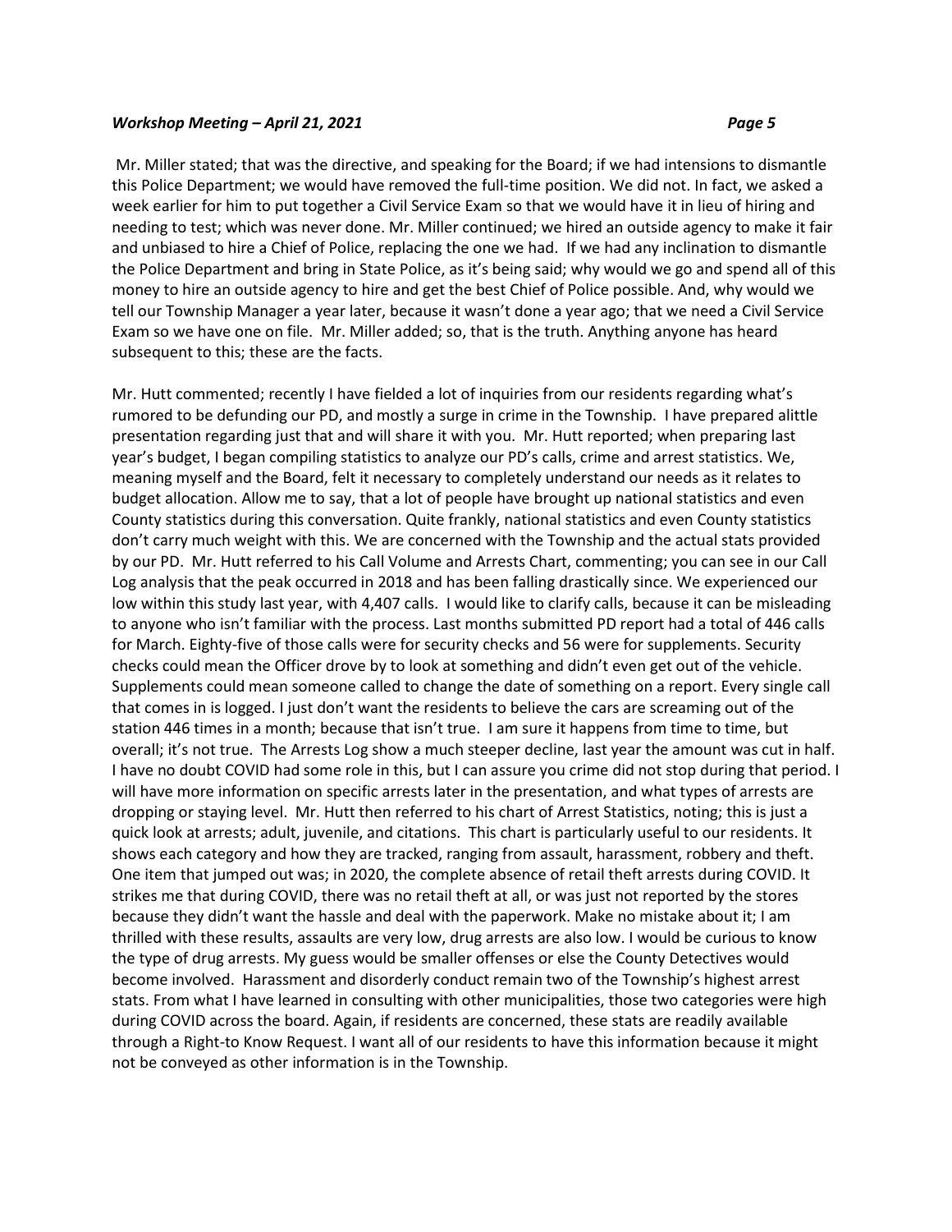Mr. Miller stated; that was the directive, and speaking for the Board; if we had intensions to dismantle this Police Department; we would have removed the full-time position. We did not. In fact, we asked a week earlier for him to put together a Civil Service Exam so that we would have it in lieu of hiring and needing to test; which was never done. Mr. Miller continued; we hired an outside agency to make it fair and unbiased to hire a Chief of Police, replacing the one we had. If we had any inclination to dismantle the Police Department and bring in State Police, as it's being said; why would we go and spend all of this money to hire an outside agency to hire and get the best Chief of Police possible. And, why would we tell our Township Manager a year later, because it wasn't done a year ago; that we need a Civil Service Exam so we have one on file. Mr. Miller added; so, that is the truth. Anything anyone has heard subsequent to this; these are the facts.

Mr. Hutt commented; recently I have fielded a lot of inquiries from our residents regarding what's rumored to be defunding our PD, and mostly a surge in crime in the Township. I have prepared alittle presentation regarding just that and will share it with you. Mr. Hutt reported; when preparing last year's budget, I began compiling statistics to analyze our PD's calls, crime and arrest statistics. We, meaning myself and the Board, felt it necessary to completely understand our needs as it relates to budget allocation. Allow me to say, that a lot of people have brought up national statistics and even County statistics during this conversation. Quite frankly, national statistics and even County statistics don't carry much weight with this. We are concerned with the Township and the actual stats provided by our PD. Mr. Hutt referred to his Call Volume and Arrests Chart, commenting; you can see in our Call Log analysis that the peak occurred in 2018 and has been falling drastically since. We experienced our low within this study last year, with 4,407 calls. I would like to clarify calls, because it can be misleading to anyone who isn't familiar with the process. Last months submitted PD report had a total of 446 calls for March. Eighty-five of those calls were for security checks and 56 were for supplements. Security checks could mean the Officer drove by to look at something and didn't even get out of the vehicle. Supplements could mean someone called to change the date of something on a report. Every single call that comes in is logged. I just don't want the residents to believe the cars are screaming out of the station 446 times in a month; because that isn't true. I am sure it happens from time to time, but overall; it's not true. The Arrests Log show a much steeper decline, last year the amount was cut in half. I have no doubt COVID had some role in this, but I can assure you crime did not stop during that period. I will have more information on specific arrests later in the presentation, and what types of arrests are dropping or staying level. Mr. Hutt then referred to his chart of Arrest Statistics, noting; this is just a quick look at arrests; adult, juvenile, and citations. This chart is particularly useful to our residents. It shows each category and how they are tracked, ranging from assault, harassment, robbery and theft. One item that jumped out was; in 2020, the complete absence of retail theft arrests during COVID. It strikes me that during COVID, there was no retail theft at all, or was just not reported by the stores because they didn't want the hassle and deal with the paperwork. Make no mistake about it; I am thrilled with these results, assaults are very low, drug arrests are also low. I would be curious to know the type of drug arrests. My guess would be smaller offenses or else the County Detectives would become involved. Harassment and disorderly conduct remain two of the Township's highest arrest stats. From what I have learned in consulting with other municipalities, those two categories were high during COVID across the board. Again, if residents are concerned, these stats are readily available through a Right-to Know Request. I want all of our residents to have this information because it might not be conveyed as other information is in the Township.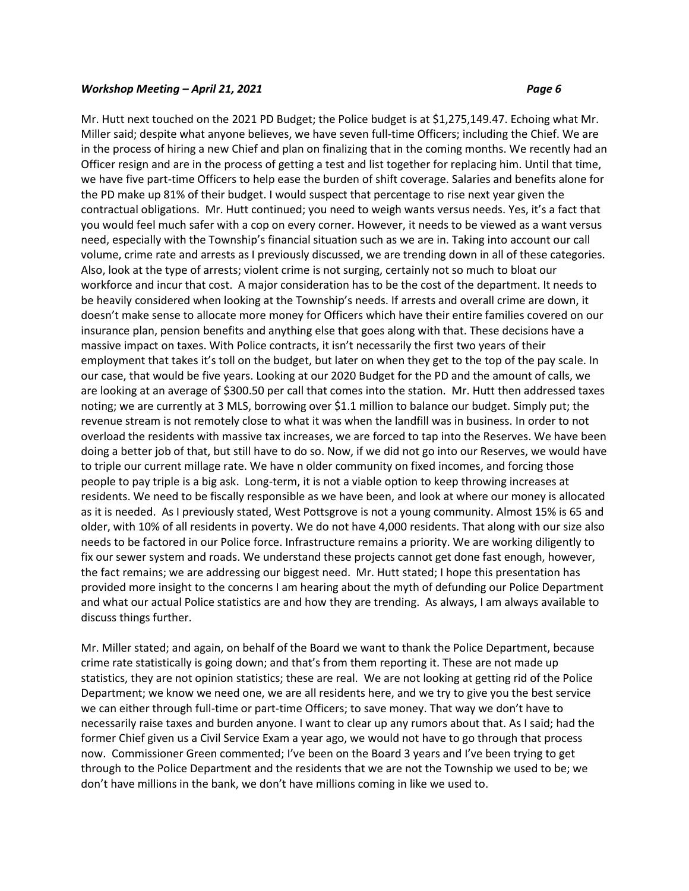Mr. Hutt next touched on the 2021 PD Budget; the Police budget is at $1,275,149.47. Echoing what Mr. Miller said; despite what anyone believes, we have seven full-time Officers; including the Chief. We are in the process of hiring a new Chief and plan on finalizing that in the coming months. We recently had an Officer resign and are in the process of getting a test and list together for replacing him. Until that time, we have five part-time Officers to help ease the burden of shift coverage. Salaries and benefits alone for the PD make up 81% of their budget. I would suspect that percentage to rise next year given the contractual obligations. Mr. Hutt continued; you need to weigh wants versus needs. Yes, it's a fact that you would feel much safer with a cop on every corner. However, it needs to be viewed as a want versus need, especially with the Township's financial situation such as we are in. Taking into account our call volume, crime rate and arrests as I previously discussed, we are trending down in all of these categories. Also, look at the type of arrests; violent crime is not surging, certainly not so much to bloat our workforce and incur that cost. A major consideration has to be the cost of the department. It needs to be heavily considered when looking at the Township's needs. If arrests and overall crime are down, it doesn't make sense to allocate more money for Officers which have their entire families covered on our insurance plan, pension benefits and anything else that goes along with that. These decisions have a massive impact on taxes. With Police contracts, it isn't necessarily the first two years of their employment that takes it's toll on the budget, but later on when they get to the top of the pay scale. In our case, that would be five years. Looking at our 2020 Budget for the PD and the amount of calls, we are looking at an average of $300.50 per call that comes into the station. Mr. Hutt then addressed taxes noting; we are currently at 3 MLS, borrowing over $1.1 million to balance our budget. Simply put; the revenue stream is not remotely close to what it was when the landfill was in business. In order to not overload the residents with massive tax increases, we are forced to tap into the Reserves. We have been doing a better job of that, but still have to do so. Now, if we did not go into our Reserves, we would have to triple our current millage rate. We have n older community on fixed incomes, and forcing those people to pay triple is a big ask. Long-term, it is not a viable option to keep throwing increases at residents. We need to be fiscally responsible as we have been, and look at where our money is allocated as it is needed. As I previously stated, West Pottsgrove is not a young community. Almost 15% is 65 and older, with 10% of all residents in poverty. We do not have 4,000 residents. That along with our size also needs to be factored in our Police force. Infrastructure remains a priority. We are working diligently to fix our sewer system and roads. We understand these projects cannot get done fast enough, however, the fact remains; we are addressing our biggest need. Mr. Hutt stated; I hope this presentation has provided more insight to the concerns I am hearing about the myth of defunding our Police Department and what our actual Police statistics are and how they are trending. As always, I am always available to discuss things further.

Mr. Miller stated; and again, on behalf of the Board we want to thank the Police Department, because crime rate statistically is going down; and that's from them reporting it. These are not made up statistics, they are not opinion statistics; these are real. We are not looking at getting rid of the Police Department; we know we need one, we are all residents here, and we try to give you the best service we can either through full-time or part-time Officers; to save money. That way we don't have to necessarily raise taxes and burden anyone. I want to clear up any rumors about that. As I said; had the former Chief given us a Civil Service Exam a year ago, we would not have to go through that process now. Commissioner Green commented; I've been on the Board 3 years and I've been trying to get through to the Police Department and the residents that we are not the Township we used to be; we don't have millions in the bank, we don't have millions coming in like we used to.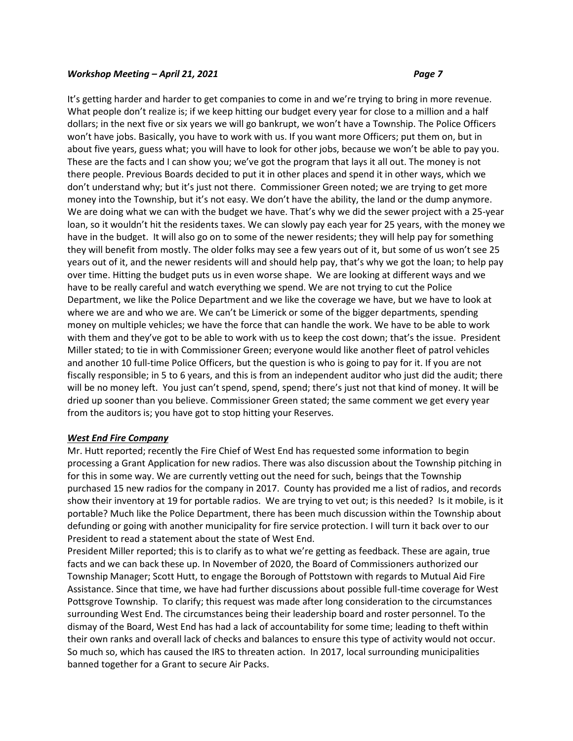It's getting harder and harder to get companies to come in and we're trying to bring in more revenue. What people don't realize is; if we keep hitting our budget every year for close to a million and a half dollars; in the next five or six years we will go bankrupt, we won't have a Township. The Police Officers won't have jobs. Basically, you have to work with us. If you want more Officers; put them on, but in about five years, guess what; you will have to look for other jobs, because we won't be able to pay you. These are the facts and I can show you; we've got the program that lays it all out. The money is not there people. Previous Boards decided to put it in other places and spend it in other ways, which we don't understand why; but it's just not there. Commissioner Green noted; we are trying to get more money into the Township, but it's not easy. We don't have the ability, the land or the dump anymore. We are doing what we can with the budget we have. That's why we did the sewer project with a 25-year loan, so it wouldn't hit the residents taxes. We can slowly pay each year for 25 years, with the money we have in the budget. It will also go on to some of the newer residents; they will help pay for something they will benefit from mostly. The older folks may see a few years out of it, but some of us won't see 25 years out of it, and the newer residents will and should help pay, that's why we got the loan; to help pay over time. Hitting the budget puts us in even worse shape. We are looking at different ways and we have to be really careful and watch everything we spend. We are not trying to cut the Police Department, we like the Police Department and we like the coverage we have, but we have to look at where we are and who we are. We can't be Limerick or some of the bigger departments, spending money on multiple vehicles; we have the force that can handle the work. We have to be able to work with them and they've got to be able to work with us to keep the cost down; that's the issue. President Miller stated; to tie in with Commissioner Green; everyone would like another fleet of patrol vehicles and another 10 full-time Police Officers, but the question is who is going to pay for it. If you are not fiscally responsible; in 5 to 6 years, and this is from an independent auditor who just did the audit; there will be no money left. You just can't spend, spend, spend; there's just not that kind of money. It will be dried up sooner than you believe. Commissioner Green stated; the same comment we get every year from the auditors is; you have got to stop hitting your Reserves.

***West End Fire Company***

Mr. Hutt reported; recently the Fire Chief of West End has requested some information to begin processing a Grant Application for new radios. There was also discussion about the Township pitching in for this in some way. We are currently vetting out the need for such, beings that the Township purchased 15 new radios for the company in 2017. County has provided me a list of radios, and records show their inventory at 19 for portable radios. We are trying to vet out; is this needed? Is it mobile, is it portable? Much like the Police Department, there has been much discussion within the Township about defunding or going with another municipality for fire service protection. I will turn it back over to our President to read a statement about the state of West End.

President Miller reported; this is to clarify as to what we're getting as feedback. These are again, true facts and we can back these up. In November of 2020, the Board of Commissioners authorized our Township Manager; Scott Hutt, to engage the Borough of Pottstown with regards to Mutual Aid Fire Assistance. Since that time, we have had further discussions about possible full-time coverage for West Pottsgrove Township. To clarify; this request was made after long consideration to the circumstances surrounding West End. The circumstances being their leadership board and roster personnel. To the dismay of the Board, West End has had a lack of accountability for some time; leading to theft within their own ranks and overall lack of checks and balances to ensure this type of activity would not occur. So much so, which has caused the IRS to threaten action. In 2017, local surrounding municipalities banned together for a Grant to secure Air Packs.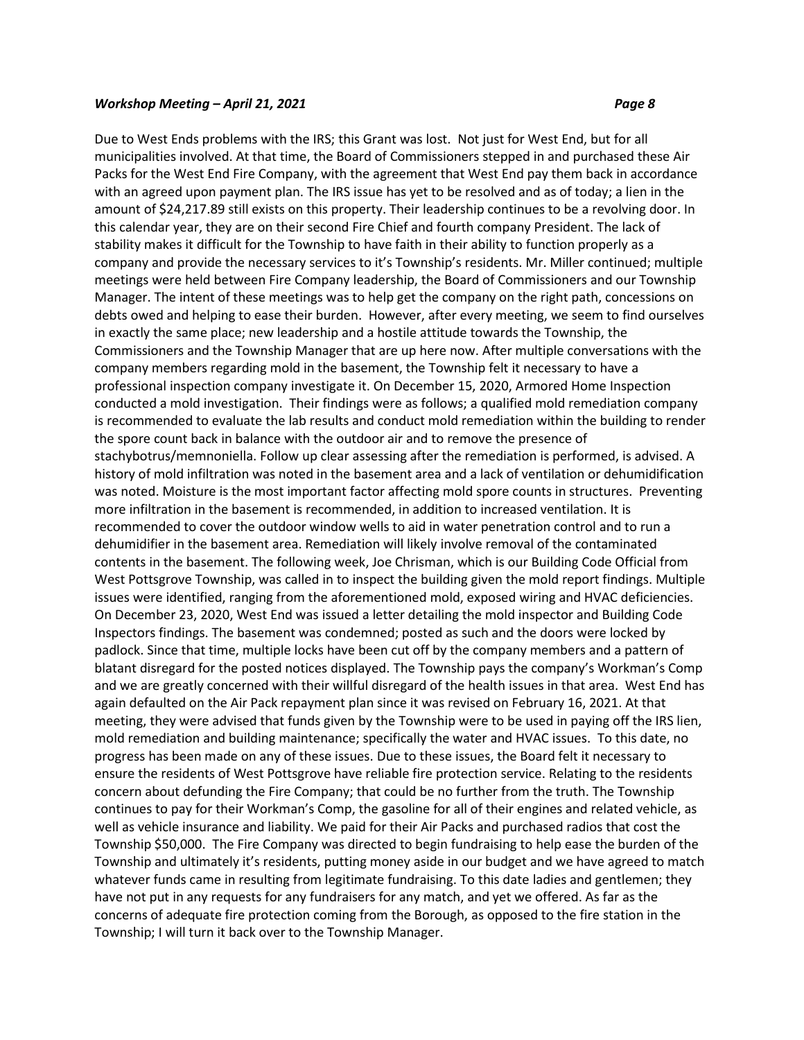Due to West Ends problems with the IRS; this Grant was lost. Not just for West End, but for all municipalities involved. At that time, the Board of Commissioners stepped in and purchased these Air Packs for the West End Fire Company, with the agreement that West End pay them back in accordance with an agreed upon payment plan. The IRS issue has yet to be resolved and as of today; a lien in the amount of $24,217.89 still exists on this property. Their leadership continues to be a revolving door. In this calendar year, they are on their second Fire Chief and fourth company President. The lack of stability makes it difficult for the Township to have faith in their ability to function properly as a company and provide the necessary services to it's Township's residents. Mr. Miller continued; multiple meetings were held between Fire Company leadership, the Board of Commissioners and our Township Manager. The intent of these meetings was to help get the company on the right path, concessions on debts owed and helping to ease their burden. However, after every meeting, we seem to find ourselves in exactly the same place; new leadership and a hostile attitude towards the Township, the Commissioners and the Township Manager that are up here now. After multiple conversations with the company members regarding mold in the basement, the Township felt it necessary to have a professional inspection company investigate it. On December 15, 2020, Armored Home Inspection conducted a mold investigation. Their findings were as follows; a qualified mold remediation company is recommended to evaluate the lab results and conduct mold remediation within the building to render the spore count back in balance with the outdoor air and to remove the presence of stachybotrus/memnoniella. Follow up clear assessing after the remediation is performed, is advised. A history of mold infiltration was noted in the basement area and a lack of ventilation or dehumidification was noted. Moisture is the most important factor affecting mold spore counts in structures. Preventing more infiltration in the basement is recommended, in addition to increased ventilation. It is recommended to cover the outdoor window wells to aid in water penetration control and to run a dehumidifier in the basement area. Remediation will likely involve removal of the contaminated contents in the basement. The following week, Joe Chrisman, which is our Building Code Official from West Pottsgrove Township, was called in to inspect the building given the mold report findings. Multiple issues were identified, ranging from the aforementioned mold, exposed wiring and HVAC deficiencies. On December 23, 2020, West End was issued a letter detailing the mold inspector and Building Code Inspectors findings. The basement was condemned; posted as such and the doors were locked by padlock. Since that time, multiple locks have been cut off by the company members and a pattern of blatant disregard for the posted notices displayed. The Township pays the company's Workman's Comp and we are greatly concerned with their willful disregard of the health issues in that area. West End has again defaulted on the Air Pack repayment plan since it was revised on February 16, 2021. At that meeting, they were advised that funds given by the Township were to be used in paying off the IRS lien, mold remediation and building maintenance; specifically the water and HVAC issues. To this date, no progress has been made on any of these issues. Due to these issues, the Board felt it necessary to ensure the residents of West Pottsgrove have reliable fire protection service. Relating to the residents concern about defunding the Fire Company; that could be no further from the truth. The Township continues to pay for their Workman's Comp, the gasoline for all of their engines and related vehicle, as well as vehicle insurance and liability. We paid for their Air Packs and purchased radios that cost the Township $50,000. The Fire Company was directed to begin fundraising to help ease the burden of the Township and ultimately it's residents, putting money aside in our budget and we have agreed to match whatever funds came in resulting from legitimate fundraising. To this date ladies and gentlemen; they have not put in any requests for any fundraisers for any match, and yet we offered. As far as the concerns of adequate fire protection coming from the Borough, as opposed to the fire station in the Township; I will turn it back over to the Township Manager.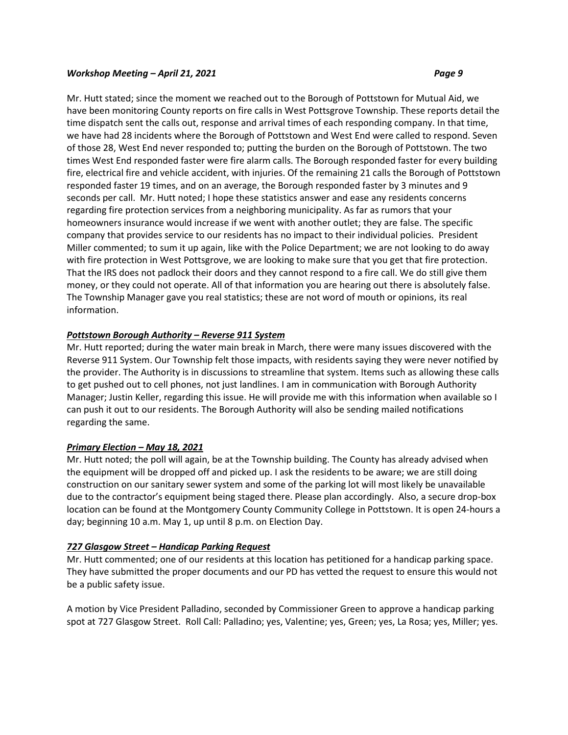Mr. Hutt stated; since the moment we reached out to the Borough of Pottstown for Mutual Aid, we have been monitoring County reports on fire calls in West Pottsgrove Township. These reports detail the time dispatch sent the calls out, response and arrival times of each responding company. In that time, we have had 28 incidents where the Borough of Pottstown and West End were called to respond. Seven of those 28, West End never responded to; putting the burden on the Borough of Pottstown. The two times West End responded faster were fire alarm calls. The Borough responded faster for every building fire, electrical fire and vehicle accident, with injuries. Of the remaining 21 calls the Borough of Pottstown responded faster 19 times, and on an average, the Borough responded faster by 3 minutes and 9 seconds per call. Mr. Hutt noted; I hope these statistics answer and ease any residents concerns regarding fire protection services from a neighboring municipality. As far as rumors that your homeowners insurance would increase if we went with another outlet; they are false. The specific company that provides service to our residents has no impact to their individual policies. President Miller commented; to sum it up again, like with the Police Department; we are not looking to do away with fire protection in West Pottsgrove, we are looking to make sure that you get that fire protection. That the IRS does not padlock their doors and they cannot respond to a fire call. We do still give them money, or they could not operate. All of that information you are hearing out there is absolutely false. The Township Manager gave you real statistics; these are not word of mouth or opinions, its real information.

***Pottstown Borough Authority – Reverse 911 System***

Mr. Hutt reported; during the water main break in March, there were many issues discovered with the Reverse 911 System. Our Township felt those impacts, with residents saying they were never notified by the provider. The Authority is in discussions to streamline that system. Items such as allowing these calls to get pushed out to cell phones, not just landlines. I am in communication with Borough Authority Manager; Justin Keller, regarding this issue. He will provide me with this information when available so I can push it out to our residents. The Borough Authority will also be sending mailed notifications regarding the same.

***Primary Election – May 18, 2021***

Mr. Hutt noted; the poll will again, be at the Township building. The County has already advised when the equipment will be dropped off and picked up. I ask the residents to be aware; we are still doing construction on our sanitary sewer system and some of the parking lot will most likely be unavailable due to the contractor's equipment being staged there. Please plan accordingly. Also, a secure drop-box location can be found at the Montgomery County Community College in Pottstown. It is open 24-hours a day; beginning 10 a.m. May 1, up until 8 p.m. on Election Day.

***727 Glasgow Street – Handicap Parking Request***

Mr. Hutt commented; one of our residents at this location has petitioned for a handicap parking space. They have submitted the proper documents and our PD has vetted the request to ensure this would not be a public safety issue.

A motion by Vice President Palladino, seconded by Commissioner Green to approve a handicap parking spot at 727 Glasgow Street. Roll Call: Palladino; yes, Valentine; yes, Green; yes, La Rosa; yes, Miller; yes.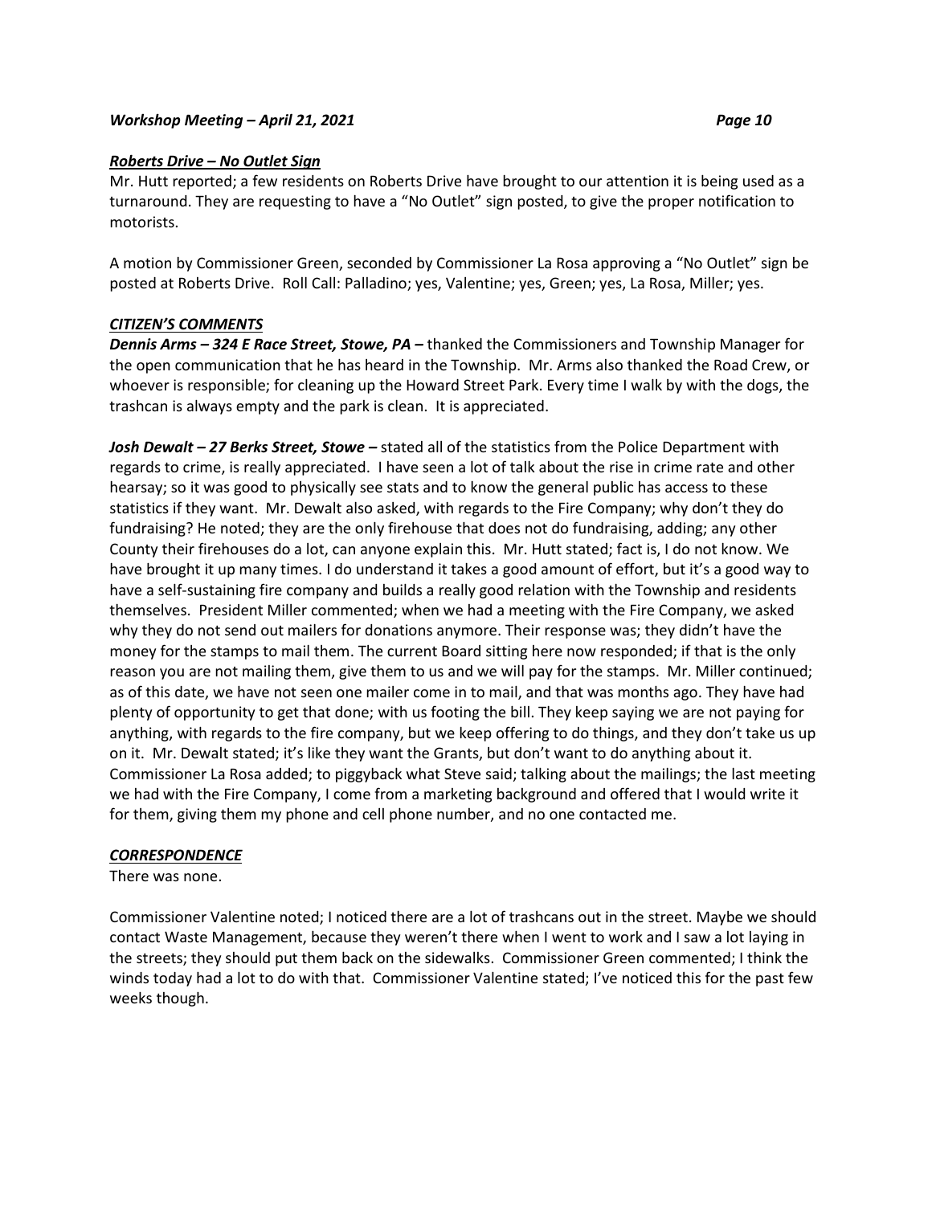### *Roberts Drive – No Outlet Sign*

Mr. Hutt reported; a few residents on Roberts Drive have brought to our attention it is being used as a turnaround. They are requesting to have a "No Outlet" sign posted, to give the proper notification to motorists.

A motion by Commissioner Green, seconded by Commissioner La Rosa approving a "No Outlet" sign be posted at Roberts Drive. Roll Call: Palladino; yes, Valentine; yes, Green; yes, La Rosa, Miller; yes.

### *CITIZEN'S COMMENTS*

***Dennis Arms – 324 E Race Street, Stowe, PA –*** thanked the Commissioners and Township Manager for the open communication that he has heard in the Township. Mr. Arms also thanked the Road Crew, or whoever is responsible; for cleaning up the Howard Street Park. Every time I walk by with the dogs, the trashcan is always empty and the park is clean. It is appreciated.

***Josh Dewalt – 27 Berks Street, Stowe –*** stated all of the statistics from the Police Department with regards to crime, is really appreciated. I have seen a lot of talk about the rise in crime rate and other hearsay; so it was good to physically see stats and to know the general public has access to these statistics if they want. Mr. Dewalt also asked, with regards to the Fire Company; why don't they do fundraising? He noted; they are the only firehouse that does not do fundraising, adding; any other County their firehouses do a lot, can anyone explain this. Mr. Hutt stated; fact is, I do not know. We have brought it up many times. I do understand it takes a good amount of effort, but it's a good way to have a self-sustaining fire company and builds a really good relation with the Township and residents themselves. President Miller commented; when we had a meeting with the Fire Company, we asked why they do not send out mailers for donations anymore. Their response was; they didn't have the money for the stamps to mail them. The current Board sitting here now responded; if that is the only reason you are not mailing them, give them to us and we will pay for the stamps. Mr. Miller continued; as of this date, we have not seen one mailer come in to mail, and that was months ago. They have had plenty of opportunity to get that done; with us footing the bill. They keep saying we are not paying for anything, with regards to the fire company, but we keep offering to do things, and they don't take us up on it. Mr. Dewalt stated; it's like they want the Grants, but don't want to do anything about it. Commissioner La Rosa added; to piggyback what Steve said; talking about the mailings; the last meeting we had with the Fire Company, I come from a marketing background and offered that I would write it for them, giving them my phone and cell phone number, and no one contacted me.

### *CORRESPONDENCE*

There was none.

Commissioner Valentine noted; I noticed there are a lot of trashcans out in the street. Maybe we should contact Waste Management, because they weren't there when I went to work and I saw a lot laying in the streets; they should put them back on the sidewalks. Commissioner Green commented; I think the winds today had a lot to do with that. Commissioner Valentine stated; I've noticed this for the past few weeks though.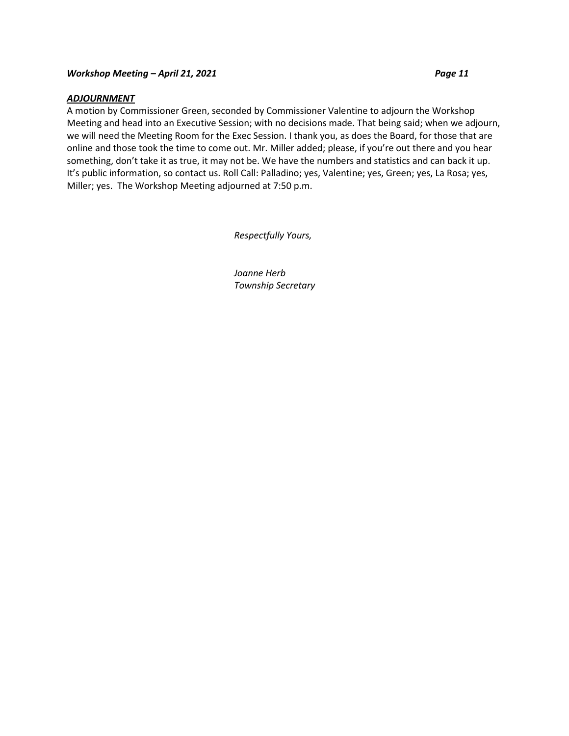***ADJOURNMENT***

A motion by Commissioner Green, seconded by Commissioner Valentine to adjourn the Workshop Meeting and head into an Executive Session; with no decisions made. That being said; when we adjourn, we will need the Meeting Room for the Exec Session. I thank you, as does the Board, for those that are online and those took the time to come out. Mr. Miller added; please, if you're out there and you hear something, don't take it as true, it may not be. We have the numbers and statistics and can back it up. It's public information, so contact us. Roll Call: Palladino; yes, Valentine; yes, Green; yes, La Rosa; yes, Miller; yes. The Workshop Meeting adjourned at 7:50 p.m.

*Respectfully Yours,*

*Joanne Herb*
*Township Secretary*